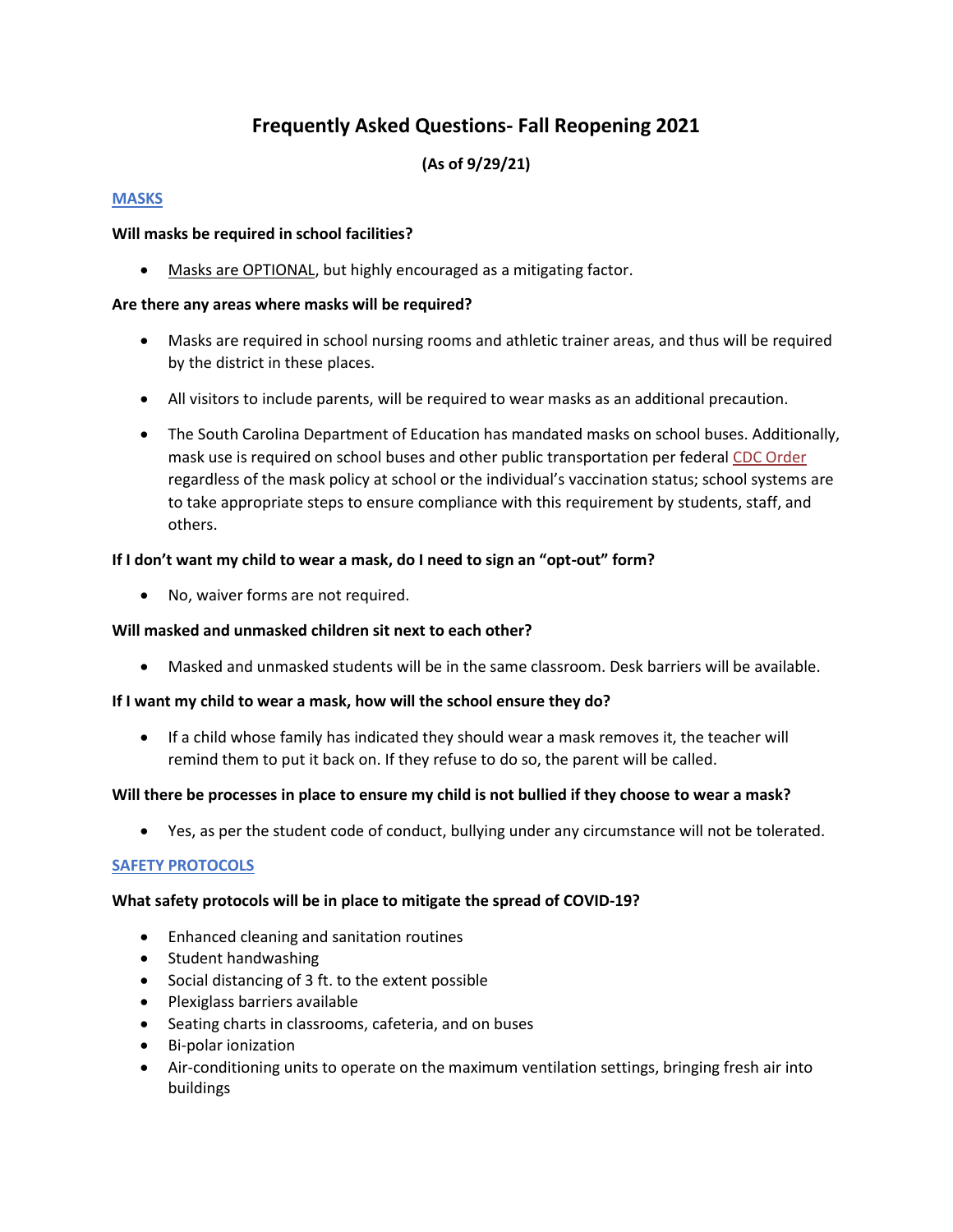# Frequently Asked Questions- Fall Reopening 2021

**(As of 9/29/21)**

## MASKS

**Will masks be required in school facilities?**

- Masks are OPTIONAL, but highly encouraged as a mitigating factor.

**Are there any areas where masks will be required?**

- Masks are required in school nursing rooms and athletic trainer areas, and thus will be required by the district in these places.
- All visitors to include parents, will be required to wear masks as an additional precaution.
- The South Carolina Department of Education has mandated masks on school buses. Additionally, mask use is required on school buses and other public transportation per federal CDC Order regardless of the mask policy at school or the individual's vaccination status; school systems are to take appropriate steps to ensure compliance with this requirement by students, staff, and others.

**If I don't want my child to wear a mask, do I need to sign an "opt-out" form?**

- No, waiver forms are not required.

**Will masked and unmasked children sit next to each other?**

- Masked and unmasked students will be in the same classroom. Desk barriers will be available.

**If I want my child to wear a mask, how will the school ensure they do?**

- If a child whose family has indicated they should wear a mask removes it, the teacher will remind them to put it back on. If they refuse to do so, the parent will be called.

**Will there be processes in place to ensure my child is not bullied if they choose to wear a mask?**

- Yes, as per the student code of conduct, bullying under any circumstance will not be tolerated.

## SAFETY PROTOCOLS

**What safety protocols will be in place to mitigate the spread of COVID-19?**

- Enhanced cleaning and sanitation routines
- Student handwashing
- Social distancing of 3 ft. to the extent possible
- Plexiglass barriers available
- Seating charts in classrooms, cafeteria, and on buses
- Bi-polar ionization
- Air-conditioning units to operate on the maximum ventilation settings, bringing fresh air into buildings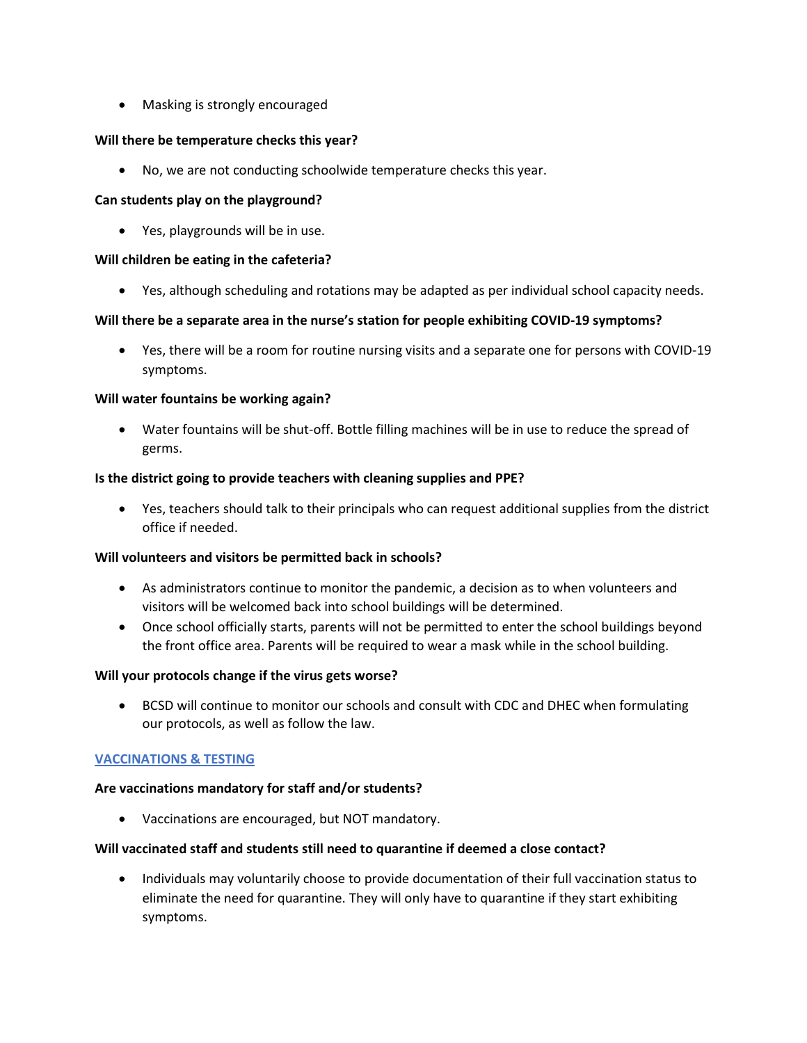- Masking is strongly encouraged

**Will there be temperature checks this year?**

- No, we are not conducting schoolwide temperature checks this year.

**Can students play on the playground?**

- Yes, playgrounds will be in use.

**Will children be eating in the cafeteria?**

- Yes, although scheduling and rotations may be adapted as per individual school capacity needs.

**Will there be a separate area in the nurse's station for people exhibiting COVID-19 symptoms?**

- Yes, there will be a room for routine nursing visits and a separate one for persons with COVID-19 symptoms.

**Will water fountains be working again?**

- Water fountains will be shut-off. Bottle filling machines will be in use to reduce the spread of germs.

**Is the district going to provide teachers with cleaning supplies and PPE?**

- Yes, teachers should talk to their principals who can request additional supplies from the district office if needed.

**Will volunteers and visitors be permitted back in schools?**

- As administrators continue to monitor the pandemic, a decision as to when volunteers and visitors will be welcomed back into school buildings will be determined.
- Once school officially starts, parents will not be permitted to enter the school buildings beyond the front office area. Parents will be required to wear a mask while in the school building.

**Will your protocols change if the virus gets worse?**

- BCSD will continue to monitor our schools and consult with CDC and DHEC when formulating our protocols, as well as follow the law.

## VACCINATIONS & TESTING

**Are vaccinations mandatory for staff and/or students?**

- Vaccinations are encouraged, but NOT mandatory.

**Will vaccinated staff and students still need to quarantine if deemed a close contact?**

- Individuals may voluntarily choose to provide documentation of their full vaccination status to eliminate the need for quarantine. They will only have to quarantine if they start exhibiting symptoms.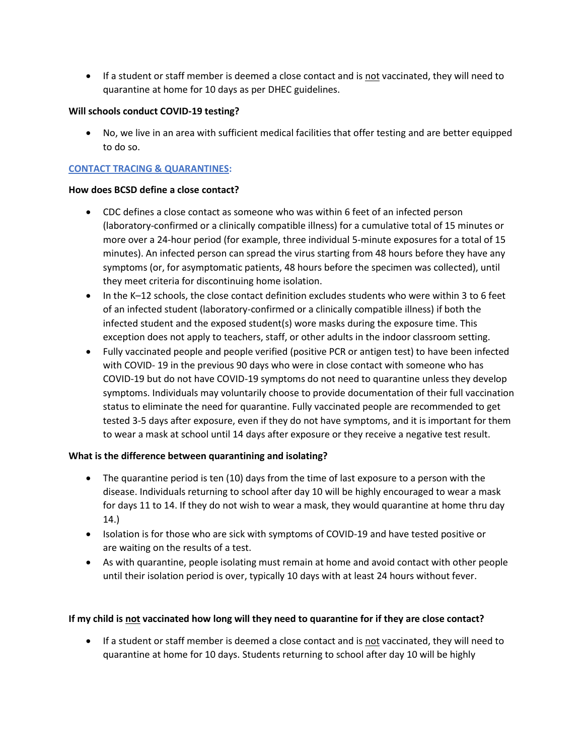- If a student or staff member is deemed a close contact and is not vaccinated, they will need to quarantine at home for 10 days as per DHEC guidelines.

**Will schools conduct COVID-19 testing?**

- No, we live in an area with sufficient medical facilities that offer testing and are better equipped to do so.

**CONTACT TRACING & QUARANTINES:**

**How does BCSD define a close contact?**

- CDC defines a close contact as someone who was within 6 feet of an infected person (laboratory-confirmed or a clinically compatible illness) for a cumulative total of 15 minutes or more over a 24-hour period (for example, three individual 5-minute exposures for a total of 15 minutes). An infected person can spread the virus starting from 48 hours before they have any symptoms (or, for asymptomatic patients, 48 hours before the specimen was collected), until they meet criteria for discontinuing home isolation.
- In the K–12 schools, the close contact definition excludes students who were within 3 to 6 feet of an infected student (laboratory-confirmed or a clinically compatible illness) if both the infected student and the exposed student(s) wore masks during the exposure time. This exception does not apply to teachers, staff, or other adults in the indoor classroom setting.
- Fully vaccinated people and people verified (positive PCR or antigen test) to have been infected with COVID- 19 in the previous 90 days who were in close contact with someone who has COVID-19 but do not have COVID-19 symptoms do not need to quarantine unless they develop symptoms. Individuals may voluntarily choose to provide documentation of their full vaccination status to eliminate the need for quarantine. Fully vaccinated people are recommended to get tested 3-5 days after exposure, even if they do not have symptoms, and it is important for them to wear a mask at school until 14 days after exposure or they receive a negative test result.

**What is the difference between quarantining and isolating?**

- The quarantine period is ten (10) days from the time of last exposure to a person with the disease. Individuals returning to school after day 10 will be highly encouraged to wear a mask for days 11 to 14. If they do not wish to wear a mask, they would quarantine at home thru day 14.)
- Isolation is for those who are sick with symptoms of COVID-19 and have tested positive or are waiting on the results of a test.
- As with quarantine, people isolating must remain at home and avoid contact with other people until their isolation period is over, typically 10 days with at least 24 hours without fever.

**If my child is not vaccinated how long will they need to quarantine for if they are close contact?**

- If a student or staff member is deemed a close contact and is not vaccinated, they will need to quarantine at home for 10 days. Students returning to school after day 10 will be highly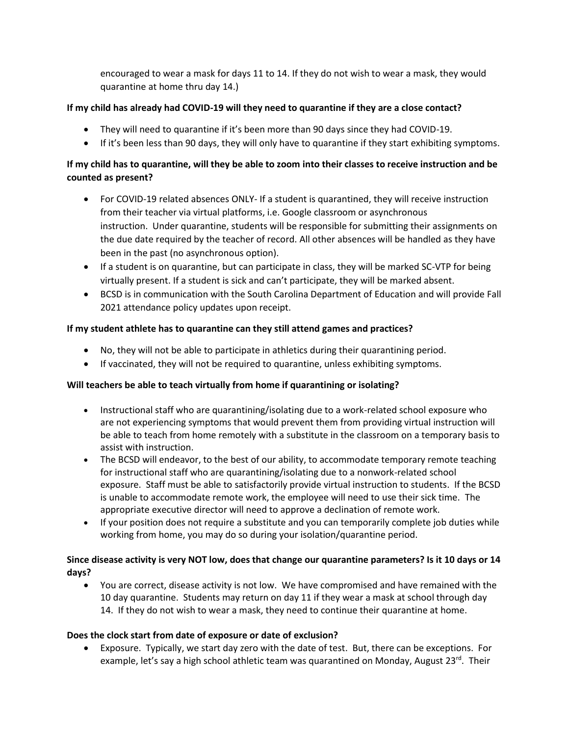encouraged to wear a mask for days 11 to 14. If they do not wish to wear a mask, they would quarantine at home thru day 14.)

**If my child has already had COVID-19 will they need to quarantine if they are a close contact?**

- They will need to quarantine if it's been more than 90 days since they had COVID-19.
- If it's been less than 90 days, they will only have to quarantine if they start exhibiting symptoms.

**If my child has to quarantine, will they be able to zoom into their classes to receive instruction and be counted as present?**

- For COVID-19 related absences ONLY- If a student is quarantined, they will receive instruction from their teacher via virtual platforms, i.e. Google classroom or asynchronous instruction. Under quarantine, students will be responsible for submitting their assignments on the due date required by the teacher of record. All other absences will be handled as they have been in the past (no asynchronous option).
- If a student is on quarantine, but can participate in class, they will be marked SC-VTP for being virtually present. If a student is sick and can't participate, they will be marked absent.
- BCSD is in communication with the South Carolina Department of Education and will provide Fall 2021 attendance policy updates upon receipt.

**If my student athlete has to quarantine can they still attend games and practices?**

- No, they will not be able to participate in athletics during their quarantining period.
- If vaccinated, they will not be required to quarantine, unless exhibiting symptoms.

**Will teachers be able to teach virtually from home if quarantining or isolating?**

- Instructional staff who are quarantining/isolating due to a work-related school exposure who are not experiencing symptoms that would prevent them from providing virtual instruction will be able to teach from home remotely with a substitute in the classroom on a temporary basis to assist with instruction.
- The BCSD will endeavor, to the best of our ability, to accommodate temporary remote teaching for instructional staff who are quarantining/isolating due to a nonwork-related school exposure. Staff must be able to satisfactorily provide virtual instruction to students. If the BCSD is unable to accommodate remote work, the employee will need to use their sick time. The appropriate executive director will need to approve a declination of remote work.
- If your position does not require a substitute and you can temporarily complete job duties while working from home, you may do so during your isolation/quarantine period.

**Since disease activity is very NOT low, does that change our quarantine parameters? Is it 10 days or 14 days?**

- You are correct, disease activity is not low. We have compromised and have remained with the 10 day quarantine. Students may return on day 11 if they wear a mask at school through day 14. If they do not wish to wear a mask, they need to continue their quarantine at home.

**Does the clock start from date of exposure or date of exclusion?**

- Exposure. Typically, we start day zero with the date of test. But, there can be exceptions. For example, let's say a high school athletic team was quarantined on Monday, August 23rd. Their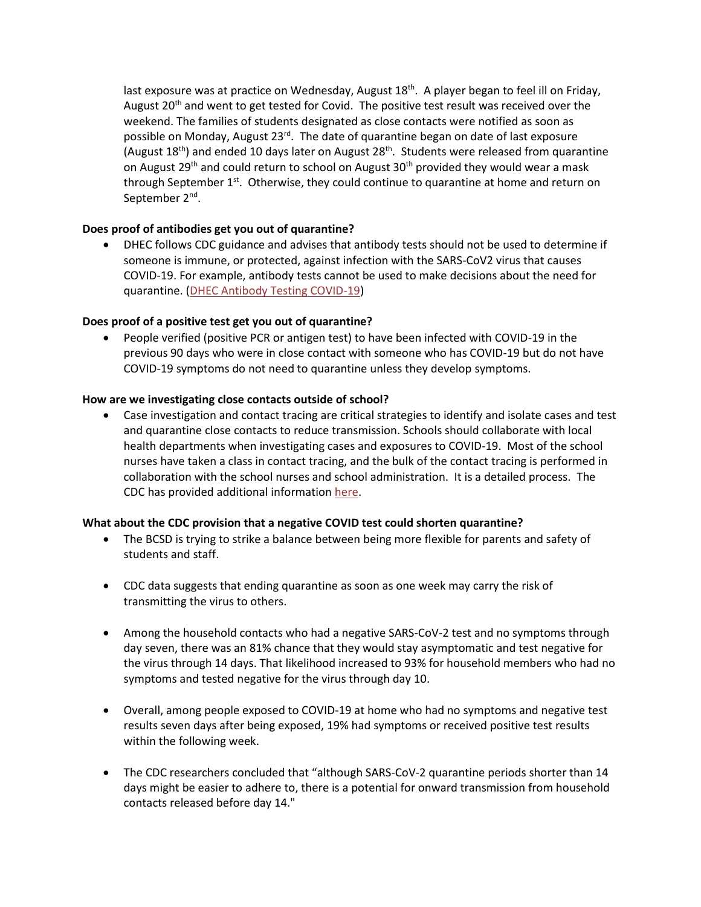last exposure was at practice on Wednesday, August 18th. A player began to feel ill on Friday, August 20th and went to get tested for Covid. The positive test result was received over the weekend. The families of students designated as close contacts were notified as soon as possible on Monday, August 23rd. The date of quarantine began on date of last exposure (August 18th) and ended 10 days later on August 28th. Students were released from quarantine on August 29th and could return to school on August 30th provided they would wear a mask through September 1st. Otherwise, they could continue to quarantine at home and return on September 2nd.

**Does proof of antibodies get you out of quarantine?**

- DHEC follows CDC guidance and advises that antibody tests should not be used to determine if someone is immune, or protected, against infection with the SARS-CoV2 virus that causes COVID-19. For example, antibody tests cannot be used to make decisions about the need for quarantine. (DHEC Antibody Testing COVID-19)

**Does proof of a positive test get you out of quarantine?**

- People verified (positive PCR or antigen test) to have been infected with COVID-19 in the previous 90 days who were in close contact with someone who has COVID-19 but do not have COVID-19 symptoms do not need to quarantine unless they develop symptoms.

**How are we investigating close contacts outside of school?**

- Case investigation and contact tracing are critical strategies to identify and isolate cases and test and quarantine close contacts to reduce transmission. Schools should collaborate with local health departments when investigating cases and exposures to COVID-19. Most of the school nurses have taken a class in contact tracing, and the bulk of the contact tracing is performed in collaboration with the school nurses and school administration. It is a detailed process. The CDC has provided additional information here.

**What about the CDC provision that a negative COVID test could shorten quarantine?**

- The BCSD is trying to strike a balance between being more flexible for parents and safety of students and staff.

- CDC data suggests that ending quarantine as soon as one week may carry the risk of transmitting the virus to others.

- Among the household contacts who had a negative SARS-CoV-2 test and no symptoms through day seven, there was an 81% chance that they would stay asymptomatic and test negative for the virus through 14 days. That likelihood increased to 93% for household members who had no symptoms and tested negative for the virus through day 10.

- Overall, among people exposed to COVID-19 at home who had no symptoms and negative test results seven days after being exposed, 19% had symptoms or received positive test results within the following week.

- The CDC researchers concluded that "although SARS-CoV-2 quarantine periods shorter than 14 days might be easier to adhere to, there is a potential for onward transmission from household contacts released before day 14."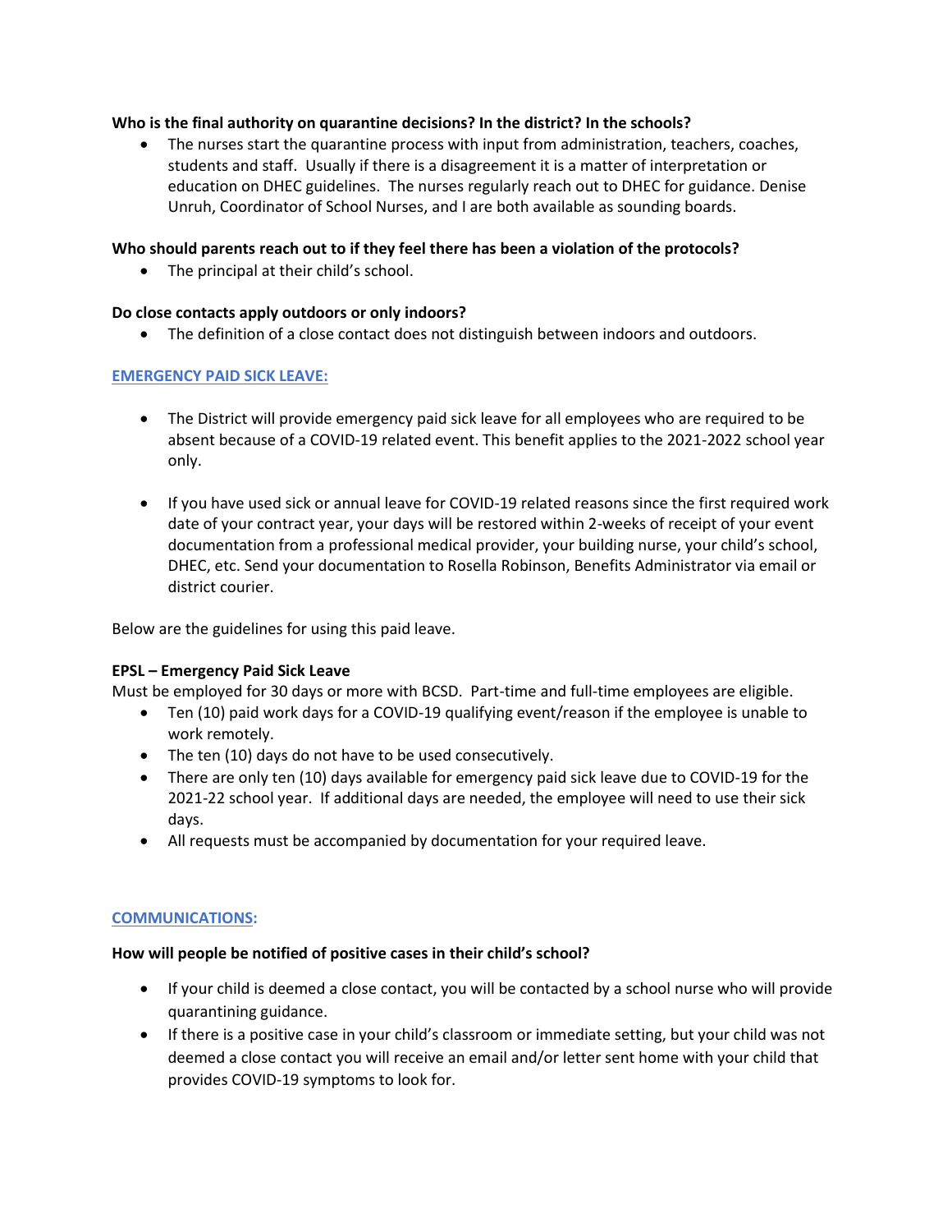**Who is the final authority on quarantine decisions? In the district? In the schools?**

- The nurses start the quarantine process with input from administration, teachers, coaches, students and staff. Usually if there is a disagreement it is a matter of interpretation or education on DHEC guidelines. The nurses regularly reach out to DHEC for guidance. Denise Unruh, Coordinator of School Nurses, and I are both available as sounding boards.

**Who should parents reach out to if they feel there has been a violation of the protocols?**

- The principal at their child's school.

**Do close contacts apply outdoors or only indoors?**

- The definition of a close contact does not distinguish between indoors and outdoors.

## EMERGENCY PAID SICK LEAVE:

- The District will provide emergency paid sick leave for all employees who are required to be absent because of a COVID-19 related event. This benefit applies to the 2021-2022 school year only.

- If you have used sick or annual leave for COVID-19 related reasons since the first required work date of your contract year, your days will be restored within 2-weeks of receipt of your event documentation from a professional medical provider, your building nurse, your child's school, DHEC, etc. Send your documentation to Rosella Robinson, Benefits Administrator via email or district courier.

Below are the guidelines for using this paid leave.

**EPSL – Emergency Paid Sick Leave**

Must be employed for 30 days or more with BCSD. Part-time and full-time employees are eligible.

- Ten (10) paid work days for a COVID-19 qualifying event/reason if the employee is unable to work remotely.
- The ten (10) days do not have to be used consecutively.
- There are only ten (10) days available for emergency paid sick leave due to COVID-19 for the 2021-22 school year. If additional days are needed, the employee will need to use their sick days.
- All requests must be accompanied by documentation for your required leave.

## COMMUNICATIONS:

**How will people be notified of positive cases in their child's school?**

- If your child is deemed a close contact, you will be contacted by a school nurse who will provide quarantining guidance.
- If there is a positive case in your child's classroom or immediate setting, but your child was not deemed a close contact you will receive an email and/or letter sent home with your child that provides COVID-19 symptoms to look for.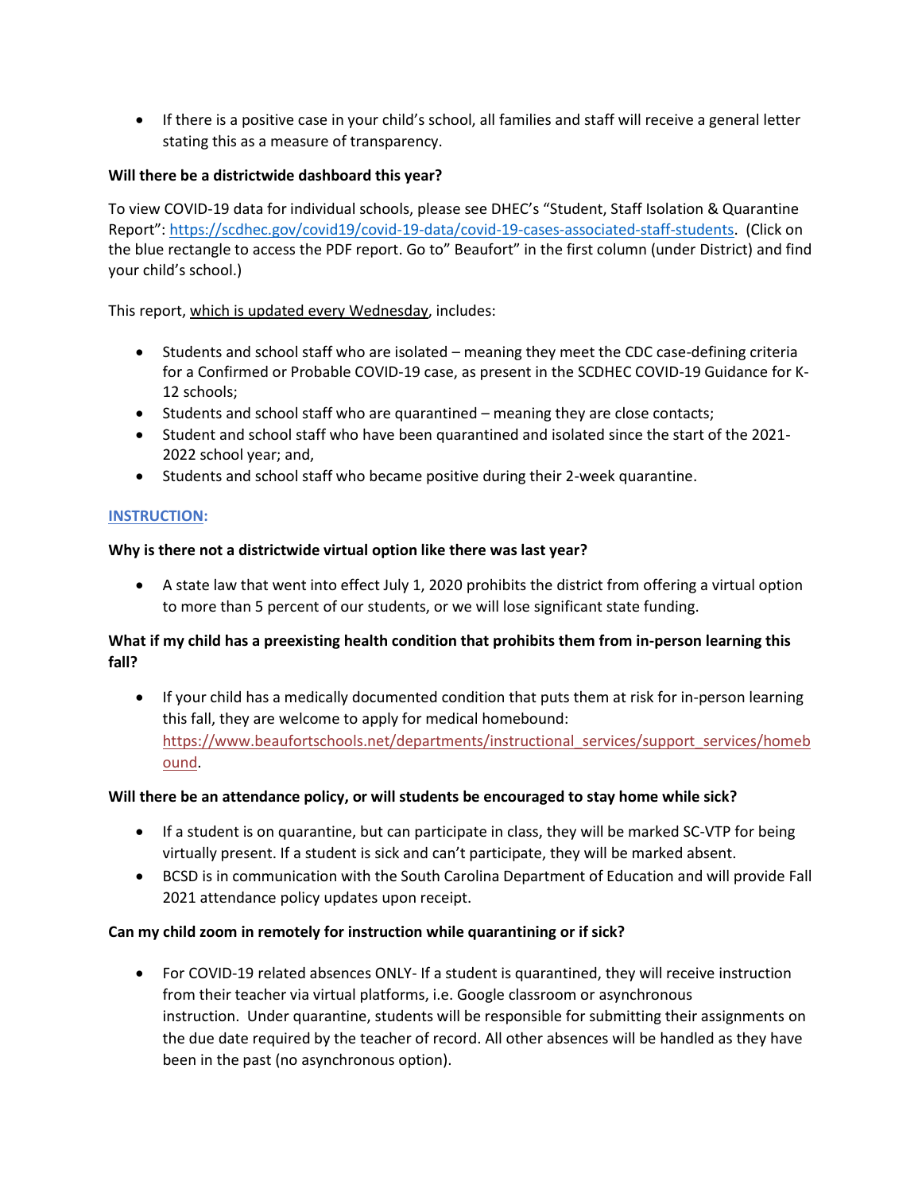- If there is a positive case in your child's school, all families and staff will receive a general letter stating this as a measure of transparency.

**Will there be a districtwide dashboard this year?**

To view COVID-19 data for individual schools, please see DHEC's "Student, Staff Isolation & Quarantine Report": https://scdhec.gov/covid19/covid-19-data/covid-19-cases-associated-staff-students. (Click on the blue rectangle to access the PDF report. Go to" Beaufort" in the first column (under District) and find your child's school.)

This report, which is updated every Wednesday, includes:

- Students and school staff who are isolated – meaning they meet the CDC case-defining criteria for a Confirmed or Probable COVID-19 case, as present in the SCDHEC COVID-19 Guidance for K-12 schools;
- Students and school staff who are quarantined – meaning they are close contacts;
- Student and school staff who have been quarantined and isolated since the start of the 2021-2022 school year; and,
- Students and school staff who became positive during their 2-week quarantine.

## INSTRUCTION:

**Why is there not a districtwide virtual option like there was last year?**

- A state law that went into effect July 1, 2020 prohibits the district from offering a virtual option to more than 5 percent of our students, or we will lose significant state funding.

**What if my child has a preexisting health condition that prohibits them from in-person learning this fall?**

- If your child has a medically documented condition that puts them at risk for in-person learning this fall, they are welcome to apply for medical homebound: https://www.beaufortschools.net/departments/instructional_services/support_services/homebound.

**Will there be an attendance policy, or will students be encouraged to stay home while sick?**

- If a student is on quarantine, but can participate in class, they will be marked SC-VTP for being virtually present. If a student is sick and can't participate, they will be marked absent.
- BCSD is in communication with the South Carolina Department of Education and will provide Fall 2021 attendance policy updates upon receipt.

**Can my child zoom in remotely for instruction while quarantining or if sick?**

- For COVID-19 related absences ONLY- If a student is quarantined, they will receive instruction from their teacher via virtual platforms, i.e. Google classroom or asynchronous instruction. Under quarantine, students will be responsible for submitting their assignments on the due date required by the teacher of record. All other absences will be handled as they have been in the past (no asynchronous option).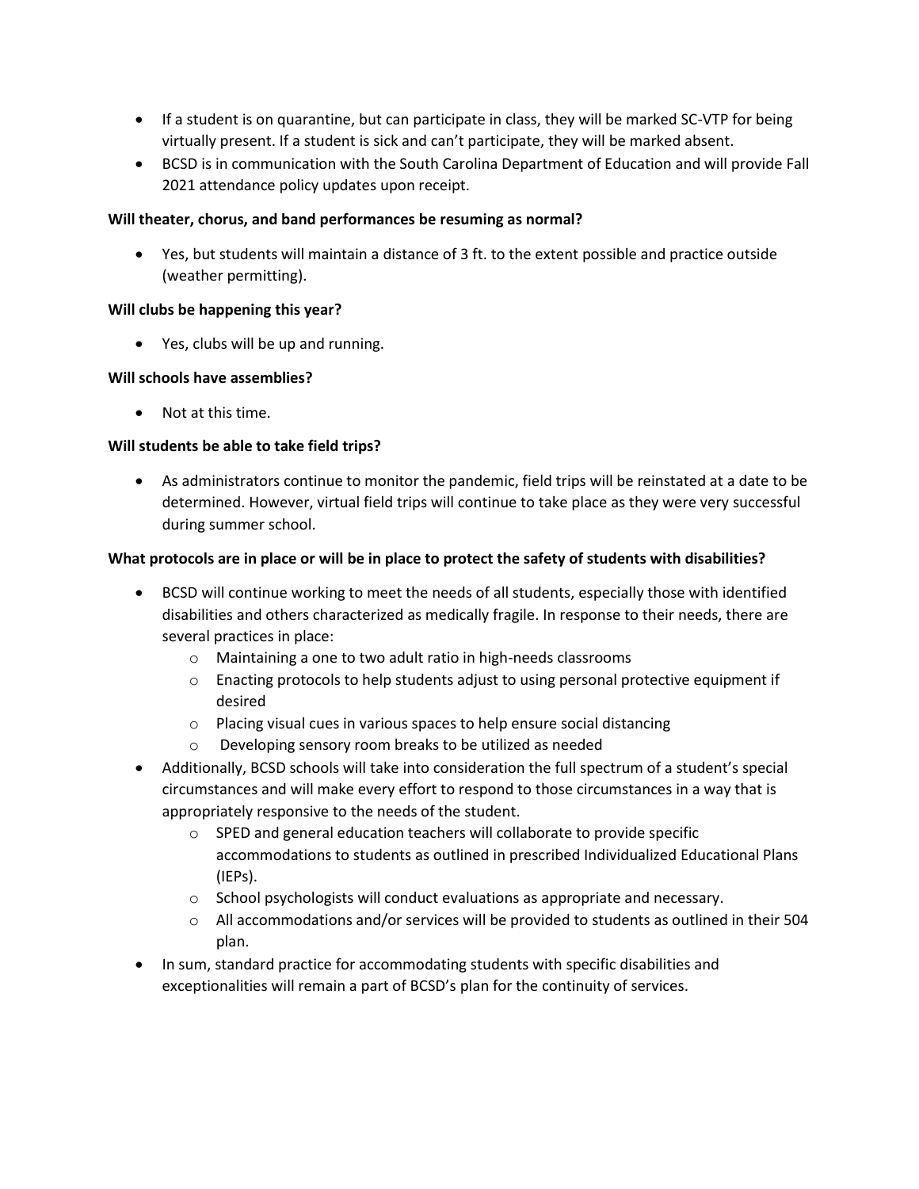- If a student is on quarantine, but can participate in class, they will be marked SC-VTP for being virtually present. If a student is sick and can't participate, they will be marked absent.
- BCSD is in communication with the South Carolina Department of Education and will provide Fall 2021 attendance policy updates upon receipt.

**Will theater, chorus, and band performances be resuming as normal?**

- Yes, but students will maintain a distance of 3 ft. to the extent possible and practice outside (weather permitting).

**Will clubs be happening this year?**

- Yes, clubs will be up and running.

**Will schools have assemblies?**

- Not at this time.

**Will students be able to take field trips?**

- As administrators continue to monitor the pandemic, field trips will be reinstated at a date to be determined. However, virtual field trips will continue to take place as they were very successful during summer school.

**What protocols are in place or will be in place to protect the safety of students with disabilities?**

- BCSD will continue working to meet the needs of all students, especially those with identified disabilities and others characterized as medically fragile. In response to their needs, there are several practices in place:
  - Maintaining a one to two adult ratio in high-needs classrooms
  - Enacting protocols to help students adjust to using personal protective equipment if desired
  - Placing visual cues in various spaces to help ensure social distancing
  - Developing sensory room breaks to be utilized as needed
- Additionally, BCSD schools will take into consideration the full spectrum of a student's special circumstances and will make every effort to respond to those circumstances in a way that is appropriately responsive to the needs of the student.
  - SPED and general education teachers will collaborate to provide specific accommodations to students as outlined in prescribed Individualized Educational Plans (IEPs).
  - School psychologists will conduct evaluations as appropriate and necessary.
  - All accommodations and/or services will be provided to students as outlined in their 504 plan.
- In sum, standard practice for accommodating students with specific disabilities and exceptionalities will remain a part of BCSD's plan for the continuity of services.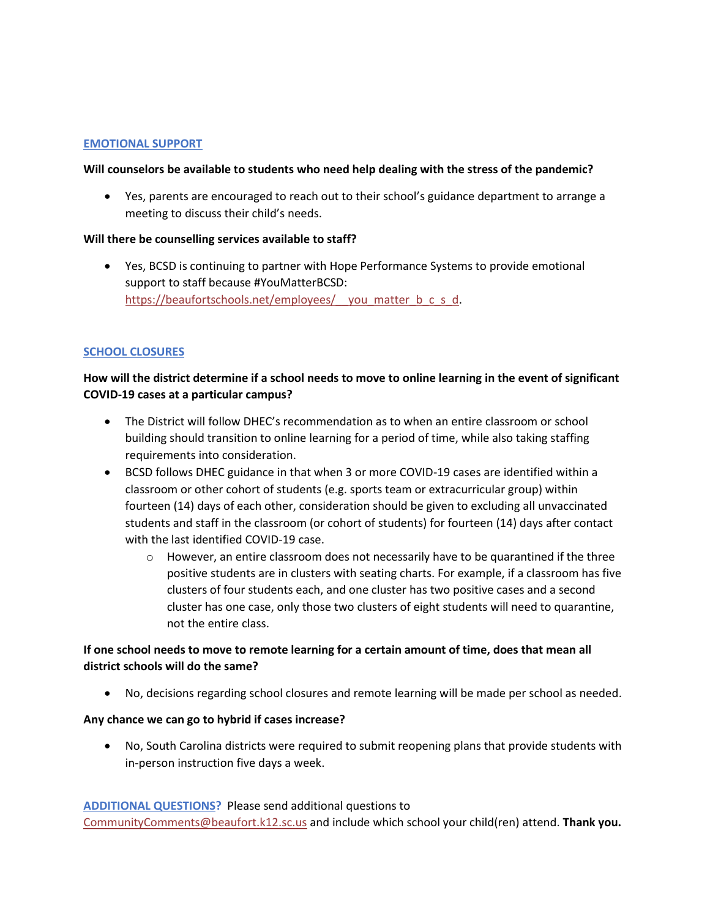## EMOTIONAL SUPPORT

**Will counselors be available to students who need help dealing with the stress of the pandemic?**

- Yes, parents are encouraged to reach out to their school's guidance department to arrange a meeting to discuss their child's needs.

**Will there be counselling services available to staff?**

- Yes, BCSD is continuing to partner with Hope Performance Systems to provide emotional support to staff because #YouMatterBCSD: https://beaufortschools.net/employees/__you_matter_b_c_s_d.

## SCHOOL CLOSURES

**How will the district determine if a school needs to move to online learning in the event of significant COVID-19 cases at a particular campus?**

- The District will follow DHEC's recommendation as to when an entire classroom or school building should transition to online learning for a period of time, while also taking staffing requirements into consideration.
- BCSD follows DHEC guidance in that when 3 or more COVID-19 cases are identified within a classroom or other cohort of students (e.g. sports team or extracurricular group) within fourteen (14) days of each other, consideration should be given to excluding all unvaccinated students and staff in the classroom (or cohort of students) for fourteen (14) days after contact with the last identified COVID-19 case.
    - However, an entire classroom does not necessarily have to be quarantined if the three positive students are in clusters with seating charts. For example, if a classroom has five clusters of four students each, and one cluster has two positive cases and a second cluster has one case, only those two clusters of eight students will need to quarantine, not the entire class.

**If one school needs to move to remote learning for a certain amount of time, does that mean all district schools will do the same?**

- No, decisions regarding school closures and remote learning will be made per school as needed.

**Any chance we can go to hybrid if cases increase?**

- No, South Carolina districts were required to submit reopening plans that provide students with in-person instruction five days a week.

**ADDITIONAL QUESTIONS?** Please send additional questions to CommunityComments@beaufort.k12.sc.us and include which school your child(ren) attend. **Thank you.**